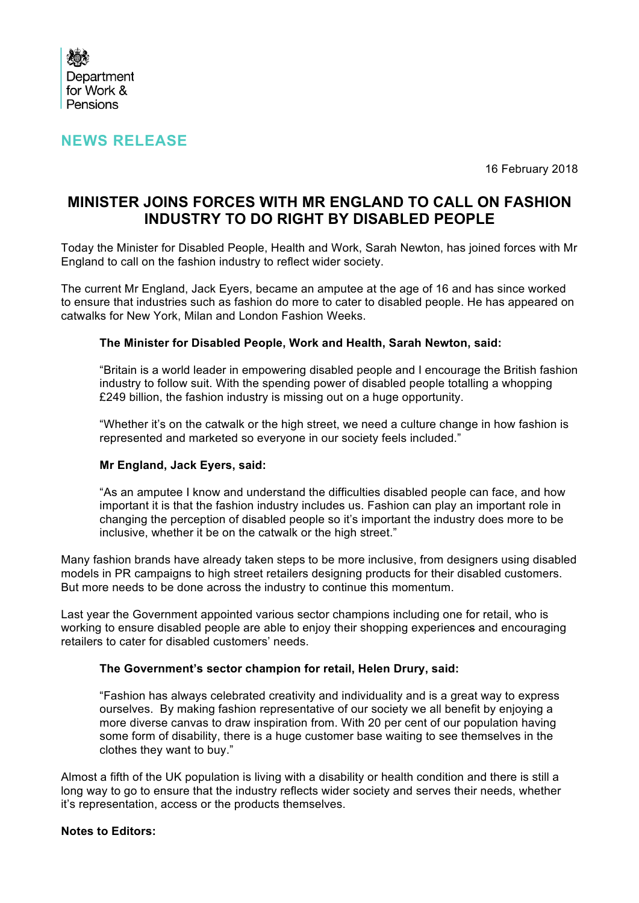Department for Work & Pensions

## NEWS RELEASE

16 February 2018

# MINISTER JOINS FORCES WITH MR ENGLAND TO CALL ON FASHION INDUSTRY TO DO RIGHT BY DISABLED PEOPLE

Today the Minister for Disabled People, Health and Work, Sarah Newton, has joined forces with Mr England to call on the fashion industry to reflect wider society.

The current Mr England, Jack Eyers, became an amputee at the age of 16 and has since worked to ensure that industries such as fashion do more to cater to disabled people. He has appeared on catwalks for New York, Milan and London Fashion Weeks.

> **The Minister for Disabled People, Work and Health, Sarah Newton, said:**
>
> "Britain is a world leader in empowering disabled people and I encourage the British fashion industry to follow suit. With the spending power of disabled people totalling a whopping £249 billion, the fashion industry is missing out on a huge opportunity.
>
> "Whether it's on the catwalk or the high street, we need a culture change in how fashion is represented and marketed so everyone in our society feels included."
>
> **Mr England, Jack Eyers, said:**
>
> "As an amputee I know and understand the difficulties disabled people can face, and how important it is that the fashion industry includes us. Fashion can play an important role in changing the perception of disabled people so it's important the industry does more to be inclusive, whether it be on the catwalk or the high street."

Many fashion brands have already taken steps to be more inclusive, from designers using disabled models in PR campaigns to high street retailers designing products for their disabled customers. But more needs to be done across the industry to continue this momentum.

Last year the Government appointed various sector champions including one for retail, who is working to ensure disabled people are able to enjoy their shopping experiences and encouraging retailers to cater for disabled customers' needs.

> **The Government's sector champion for retail, Helen Drury, said:**
>
> "Fashion has always celebrated creativity and individuality and is a great way to express ourselves. By making fashion representative of our society we all benefit by enjoying a more diverse canvas to draw inspiration from. With 20 per cent of our population having some form of disability, there is a huge customer base waiting to see themselves in the clothes they want to buy."

Almost a fifth of the UK population is living with a disability or health condition and there is still a long way to go to ensure that the industry reflects wider society and serves their needs, whether it's representation, access or the products themselves.

**Notes to Editors:**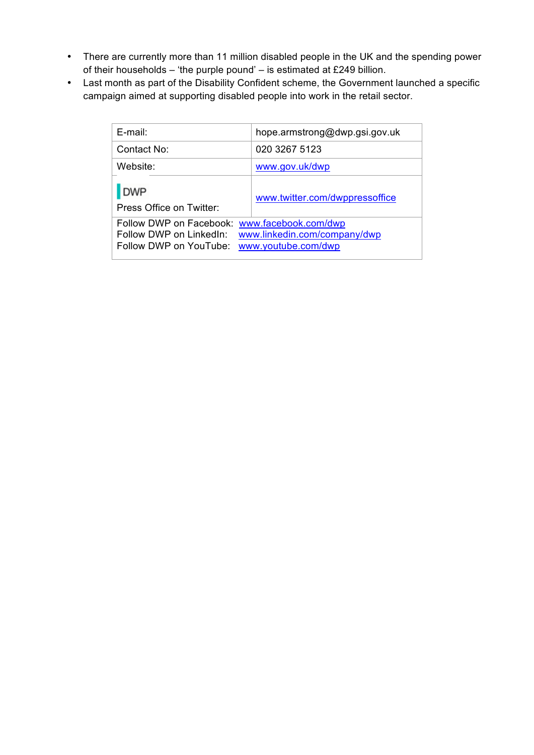- There are currently more than 11 million disabled people in the UK and the spending power of their households – 'the purple pound' – is estimated at £249 billion.
- Last month as part of the Disability Confident scheme, the Government launched a specific campaign aimed at supporting disabled people into work in the retail sector.

| | |
|---|---|
| E-mail: | hope.armstrong@dwp.gsi.gov.uk |
| Contact No: | 020 3267 5123 |
| Website: | www.gov.uk/dwp |
| DWP Press Office on Twitter: | www.twitter.com/dwppressoffice |
| Follow DWP on Facebook: www.facebook.com/dwp<br>Follow DWP on LinkedIn: www.linkedin.com/company/dwp<br>Follow DWP on YouTube: www.youtube.com/dwp | |